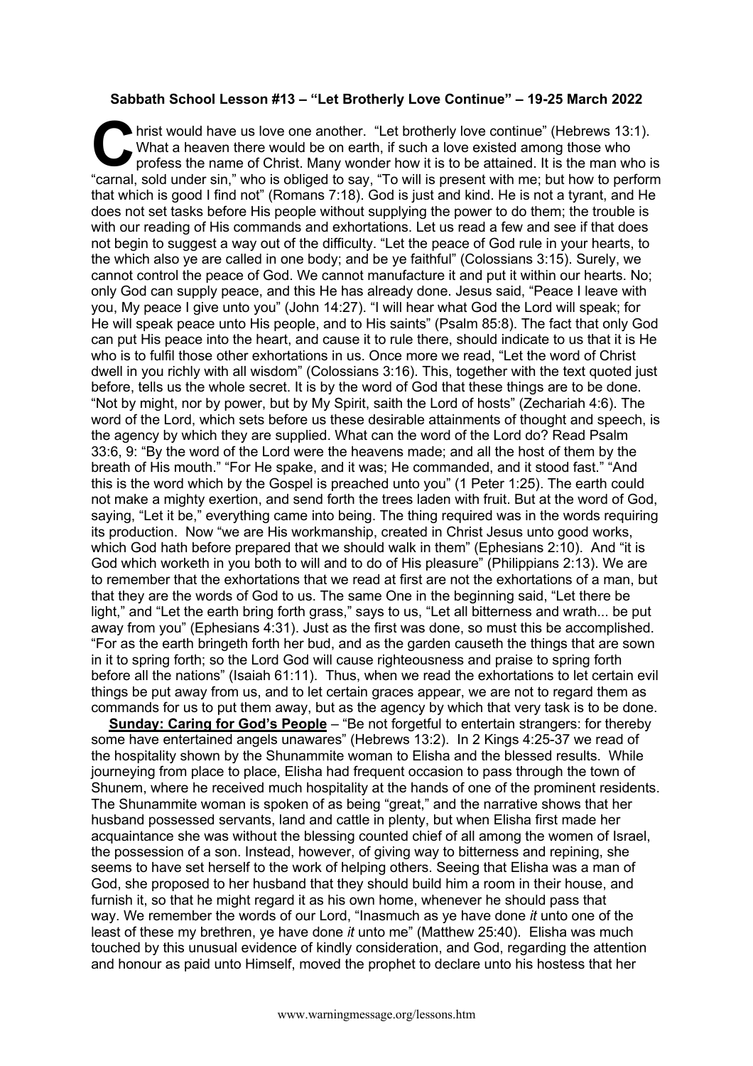**Sabbath School Lesson #13 – "Let Brotherly Love Continue" – 19-25 March 2022**

Christ would have us love one another. "Let brotherly love continue" (Hebrews 13:1). What a heaven there would be on earth, if such a love existed among those who profess the name of Christ. Many wonder how it is to be attained. It is the man who is "carnal, sold under sin," who is obliged to say, "To will is present with me; but how to perform that which is good I find not" (Romans 7:18). God is just and kind. He is not a tyrant, and He does not set tasks before His people without supplying the power to do them; the trouble is with our reading of His commands and exhortations. Let us read a few and see if that does not begin to suggest a way out of the difficulty. "Let the peace of God rule in your hearts, to the which also ye are called in one body; and be ye faithful" (Colossians 3:15). Surely, we cannot control the peace of God. We cannot manufacture it and put it within our hearts. No; only God can supply peace, and this He has already done. Jesus said, "Peace I leave with you, My peace I give unto you" (John 14:27). "I will hear what God the Lord will speak; for He will speak peace unto His people, and to His saints" (Psalm 85:8). The fact that only God can put His peace into the heart, and cause it to rule there, should indicate to us that it is He who is to fulfil those other exhortations in us. Once more we read, "Let the word of Christ dwell in you richly with all wisdom" (Colossians 3:16). This, together with the text quoted just before, tells us the whole secret. It is by the word of God that these things are to be done. "Not by might, nor by power, but by My Spirit, saith the Lord of hosts" (Zechariah 4:6). The word of the Lord, which sets before us these desirable attainments of thought and speech, is the agency by which they are supplied. What can the word of the Lord do? Read Psalm 33:6, 9: "By the word of the Lord were the heavens made; and all the host of them by the breath of His mouth." "For He spake, and it was; He commanded, and it stood fast." "And this is the word which by the Gospel is preached unto you" (1 Peter 1:25). The earth could not make a mighty exertion, and send forth the trees laden with fruit. But at the word of God, saying, "Let it be," everything came into being. The thing required was in the words requiring its production. Now "we are His workmanship, created in Christ Jesus unto good works, which God hath before prepared that we should walk in them" (Ephesians 2:10). And "it is God which worketh in you both to will and to do of His pleasure" (Philippians 2:13). We are to remember that the exhortations that we read at first are not the exhortations of a man, but that they are the words of God to us. The same One in the beginning said, "Let there be light," and "Let the earth bring forth grass," says to us, "Let all bitterness and wrath... be put away from you" (Ephesians 4:31). Just as the first was done, so must this be accomplished. "For as the earth bringeth forth her bud, and as the garden causeth the things that are sown in it to spring forth; so the Lord God will cause righteousness and praise to spring forth before all the nations" (Isaiah 61:11). Thus, when we read the exhortations to let certain evil things be put away from us, and to let certain graces appear, we are not to regard them as commands for us to put them away, but as the agency by which that very task is to be done.

**Sunday: Caring for God's People** – "Be not forgetful to entertain strangers: for thereby some have entertained angels unawares" (Hebrews 13:2). In 2 Kings 4:25-37 we read of the hospitality shown by the Shunammite woman to Elisha and the blessed results. While journeying from place to place, Elisha had frequent occasion to pass through the town of Shunem, where he received much hospitality at the hands of one of the prominent residents. The Shunammite woman is spoken of as being "great," and the narrative shows that her husband possessed servants, land and cattle in plenty, but when Elisha first made her acquaintance she was without the blessing counted chief of all among the women of Israel, the possession of a son. Instead, however, of giving way to bitterness and repining, she seems to have set herself to the work of helping others. Seeing that Elisha was a man of God, she proposed to her husband that they should build him a room in their house, and furnish it, so that he might regard it as his own home, whenever he should pass that way. We remember the words of our Lord, "Inasmuch as ye have done *it* unto one of the least of these my brethren, ye have done *it* unto me" (Matthew 25:40). Elisha was much touched by this unusual evidence of kindly consideration, and God, regarding the attention and honour as paid unto Himself, moved the prophet to declare unto his hostess that her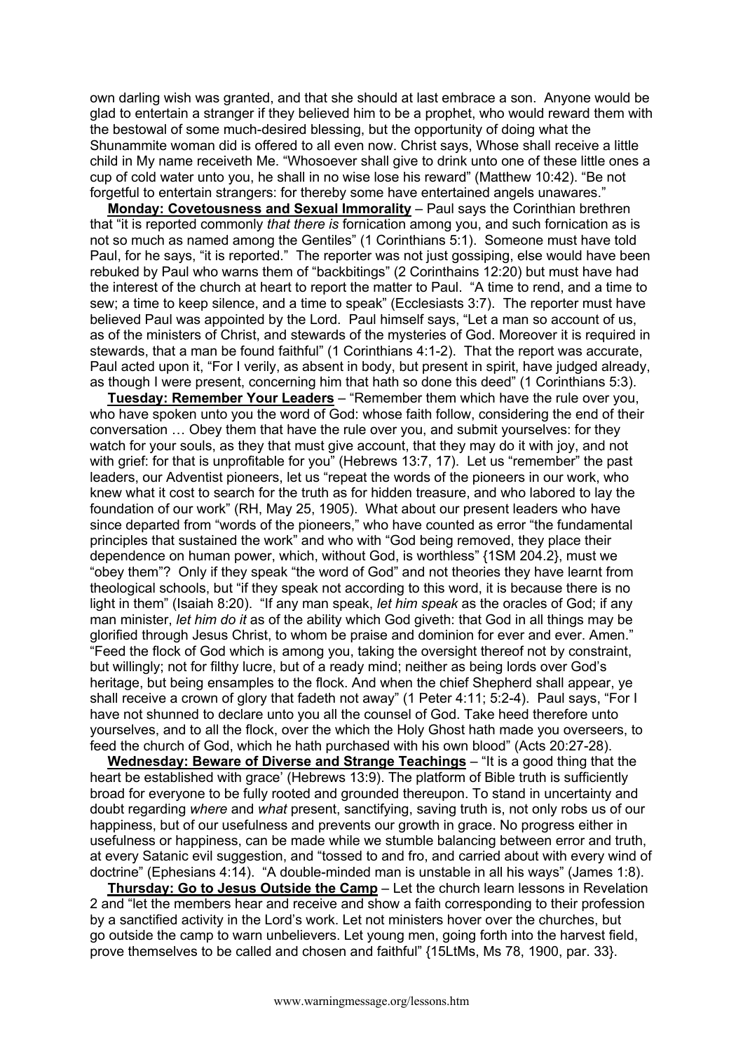own darling wish was granted, and that she should at last embrace a son. Anyone would be glad to entertain a stranger if they believed him to be a prophet, who would reward them with the bestowal of some much-desired blessing, but the opportunity of doing what the Shunammite woman did is offered to all even now. Christ says, Whose shall receive a little child in My name receiveth Me. "Whosoever shall give to drink unto one of these little ones a cup of cold water unto you, he shall in no wise lose his reward" (Matthew 10:42). "Be not forgetful to entertain strangers: for thereby some have entertained angels unawares."

**Monday: Covetousness and Sexual Immorality** – Paul says the Corinthian brethren that "it is reported commonly *that there is* fornication among you, and such fornication as is not so much as named among the Gentiles" (1 Corinthians 5:1). Someone must have told Paul, for he says, "it is reported." The reporter was not just gossiping, else would have been rebuked by Paul who warns them of "backbitings" (2 Corinthains 12:20) but must have had the interest of the church at heart to report the matter to Paul. "A time to rend, and a time to sew; a time to keep silence, and a time to speak" (Ecclesiastes 3:7). The reporter must have believed Paul was appointed by the Lord. Paul himself says, "Let a man so account of us, as of the ministers of Christ, and stewards of the mysteries of God. Moreover it is required in stewards, that a man be found faithful" (1 Corinthians 4:1-2). That the report was accurate, Paul acted upon it, "For I verily, as absent in body, but present in spirit, have judged already, as though I were present, concerning him that hath so done this deed" (1 Corinthians 5:3).

**Tuesday: Remember Your Leaders** – "Remember them which have the rule over you, who have spoken unto you the word of God: whose faith follow, considering the end of their conversation … Obey them that have the rule over you, and submit yourselves: for they watch for your souls, as they that must give account, that they may do it with joy, and not with grief: for that is unprofitable for you" (Hebrews 13:7, 17). Let us "remember" the past leaders, our Adventist pioneers, let us "repeat the words of the pioneers in our work, who knew what it cost to search for the truth as for hidden treasure, and who labored to lay the foundation of our work" (RH, May 25, 1905). What about our present leaders who have since departed from "words of the pioneers," who have counted as error "the fundamental principles that sustained the work" and who with "God being removed, they place their dependence on human power, which, without God, is worthless" {1SM 204.2}, must we "obey them"? Only if they speak "the word of God" and not theories they have learnt from theological schools, but "if they speak not according to this word, it is because there is no light in them" (Isaiah 8:20). "If any man speak, *let him speak* as the oracles of God; if any man minister, *let him do it* as of the ability which God giveth: that God in all things may be glorified through Jesus Christ, to whom be praise and dominion for ever and ever. Amen." "Feed the flock of God which is among you, taking the oversight thereof not by constraint, but willingly; not for filthy lucre, but of a ready mind; neither as being lords over God's heritage, but being ensamples to the flock. And when the chief Shepherd shall appear, ye shall receive a crown of glory that fadeth not away" (1 Peter 4:11; 5:2-4). Paul says, "For I have not shunned to declare unto you all the counsel of God. Take heed therefore unto yourselves, and to all the flock, over the which the Holy Ghost hath made you overseers, to feed the church of God, which he hath purchased with his own blood" (Acts 20:27-28).

**Wednesday: Beware of Diverse and Strange Teachings** – "It is a good thing that the heart be established with grace' (Hebrews 13:9). The platform of Bible truth is sufficiently broad for everyone to be fully rooted and grounded thereupon. To stand in uncertainty and doubt regarding *where* and *what* present, sanctifying, saving truth is, not only robs us of our happiness, but of our usefulness and prevents our growth in grace. No progress either in usefulness or happiness, can be made while we stumble balancing between error and truth, at every Satanic evil suggestion, and "tossed to and fro, and carried about with every wind of doctrine" (Ephesians 4:14). "A double-minded man is unstable in all his ways" (James 1:8).

**Thursday: Go to Jesus Outside the Camp** – Let the church learn lessons in Revelation 2 and "let the members hear and receive and show a faith corresponding to their profession by a sanctified activity in the Lord's work. Let not ministers hover over the churches, but go outside the camp to warn unbelievers. Let young men, going forth into the harvest field, prove themselves to be called and chosen and faithful" {15LtMs, Ms 78, 1900, par. 33}.

www.warningmessage.org/lessons.htm